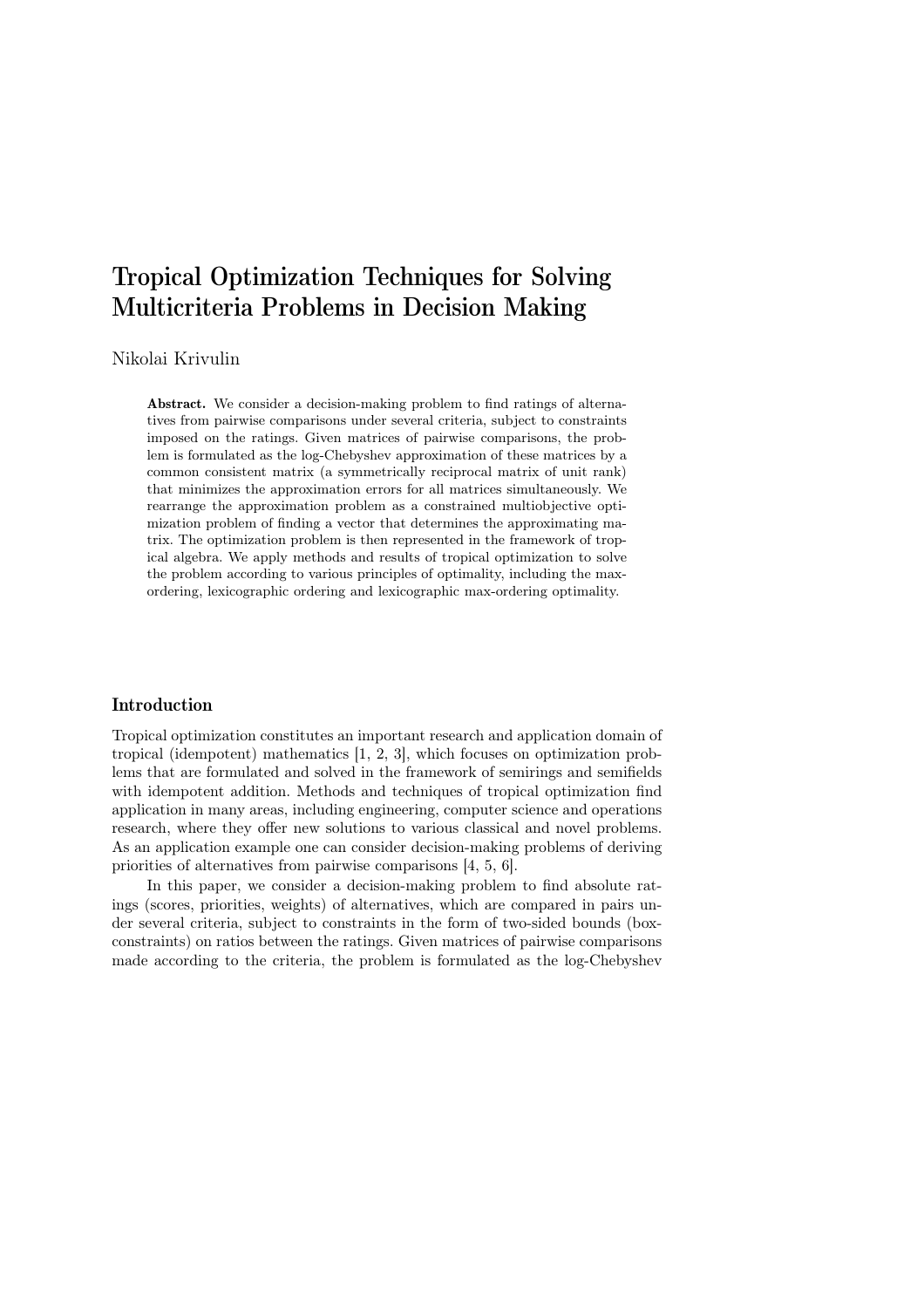# Tropical Optimization Techniques for Solving Multicriteria Problems in Decision Making

Nikolai Krivulin

**Abstract.** We consider a decision-making problem to find ratings of alternatives from pairwise comparisons under several criteria, subject to constraints imposed on the ratings. Given matrices of pairwise comparisons, the problem is formulated as the log-Chebyshev approximation of these matrices by a common consistent matrix (a symmetrically reciprocal matrix of unit rank) that minimizes the approximation errors for all matrices simultaneously. We rearrange the approximation problem as a constrained multiobjective optimization problem of finding a vector that determines the approximating matrix. The optimization problem is then represented in the framework of tropical algebra. We apply methods and results of tropical optimization to solve the problem according to various principles of optimality, including the max-ordering, lexicographic ordering and lexicographic max-ordering optimality.

## Introduction

Tropical optimization constitutes an important research and application domain of tropical (idempotent) mathematics [1, 2, 3], which focuses on optimization problems that are formulated and solved in the framework of semirings and semifields with idempotent addition. Methods and techniques of tropical optimization find application in many areas, including engineering, computer science and operations research, where they offer new solutions to various classical and novel problems. As an application example one can consider decision-making problems of deriving priorities of alternatives from pairwise comparisons [4, 5, 6].

In this paper, we consider a decision-making problem to find absolute ratings (scores, priorities, weights) of alternatives, which are compared in pairs under several criteria, subject to constraints in the form of two-sided bounds (box-constraints) on ratios between the ratings. Given matrices of pairwise comparisons made according to the criteria, the problem is formulated as the log-Chebyshev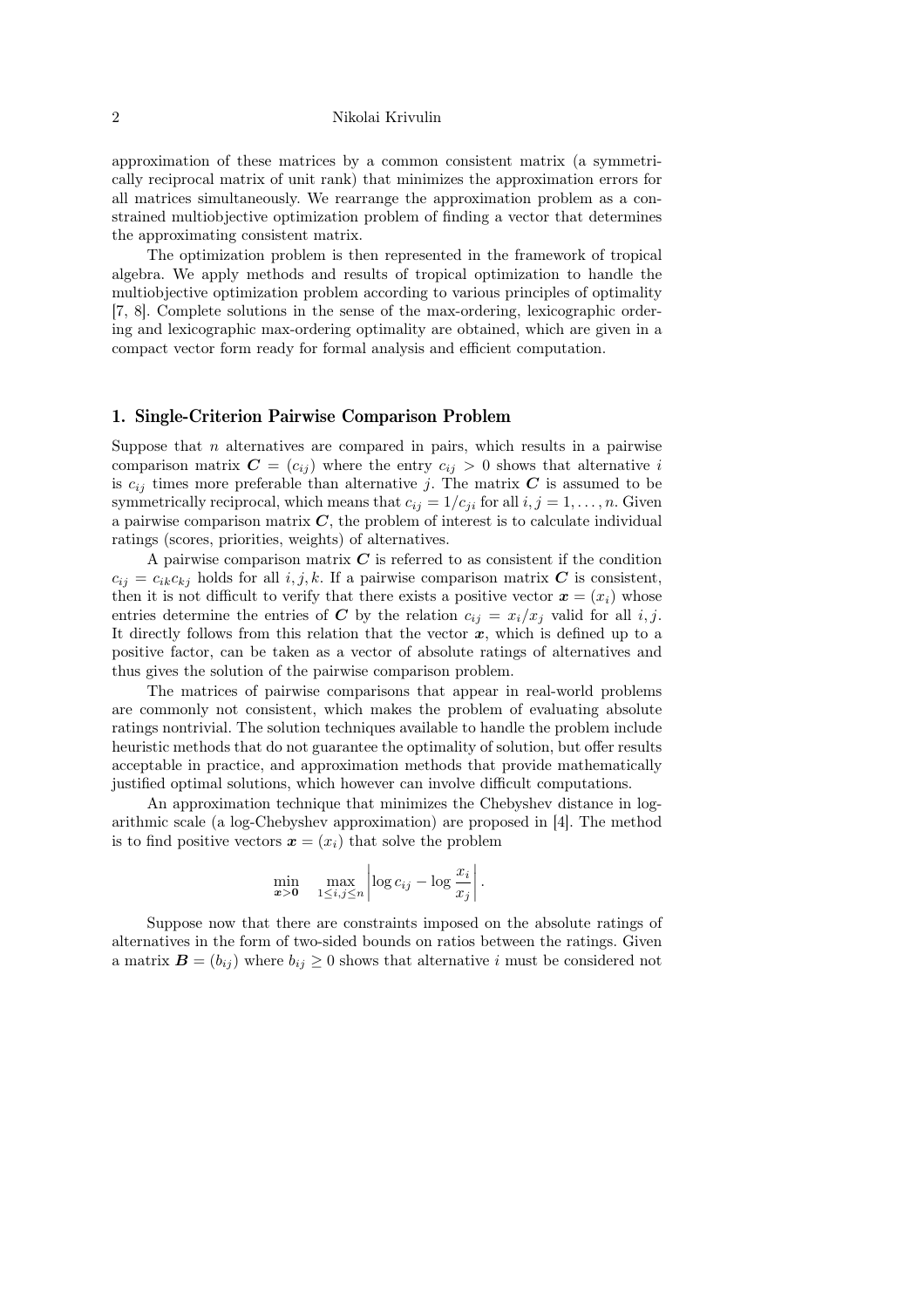approximation of these matrices by a common consistent matrix (a symmetrically reciprocal matrix of unit rank) that minimizes the approximation errors for all matrices simultaneously. We rearrange the approximation problem as a constrained multiobjective optimization problem of finding a vector that determines the approximating consistent matrix.

The optimization problem is then represented in the framework of tropical algebra. We apply methods and results of tropical optimization to handle the multiobjective optimization problem according to various principles of optimality [7, 8]. Complete solutions in the sense of the max-ordering, lexicographic ordering and lexicographic max-ordering optimality are obtained, which are given in a compact vector form ready for formal analysis and efficient computation.

## 1. Single-Criterion Pairwise Comparison Problem

Suppose that $n$ alternatives are compared in pairs, which results in a pairwise comparison matrix $\boldsymbol{C} = (c_{ij})$ where the entry $c_{ij} > 0$ shows that alternative $i$ is $c_{ij}$ times more preferable than alternative $j$. The matrix $\boldsymbol{C}$ is assumed to be symmetrically reciprocal, which means that $c_{ij} = 1/c_{ji}$ for all $i, j = 1, \ldots, n$. Given a pairwise comparison matrix $\boldsymbol{C}$, the problem of interest is to calculate individual ratings (scores, priorities, weights) of alternatives.

A pairwise comparison matrix $\boldsymbol{C}$ is referred to as consistent if the condition $c_{ij} = c_{ik}c_{kj}$ holds for all $i, j, k$. If a pairwise comparison matrix $\boldsymbol{C}$ is consistent, then it is not difficult to verify that there exists a positive vector $\boldsymbol{x} = (x_i)$ whose entries determine the entries of $\boldsymbol{C}$ by the relation $c_{ij} = x_i/x_j$ valid for all $i, j$. It directly follows from this relation that the vector $\boldsymbol{x}$, which is defined up to a positive factor, can be taken as a vector of absolute ratings of alternatives and thus gives the solution of the pairwise comparison problem.

The matrices of pairwise comparisons that appear in real-world problems are commonly not consistent, which makes the problem of evaluating absolute ratings nontrivial. The solution techniques available to handle the problem include heuristic methods that do not guarantee the optimality of solution, but offer results acceptable in practice, and approximation methods that provide mathematically justified optimal solutions, which however can involve difficult computations.

An approximation technique that minimizes the Chebyshev distance in logarithmic scale (a log-Chebyshev approximation) are proposed in [4]. The method is to find positive vectors $\boldsymbol{x} = (x_i)$ that solve the problem

$$\min_{\boldsymbol{x} > \boldsymbol{0}} \quad \max_{1 \leq i,j \leq n} \left| \log c_{ij} - \log \frac{x_i}{x_j} \right|.$$

Suppose now that there are constraints imposed on the absolute ratings of alternatives in the form of two-sided bounds on ratios between the ratings. Given a matrix $\boldsymbol{B} = (b_{ij})$ where $b_{ij} \geq 0$ shows that alternative $i$ must be considered not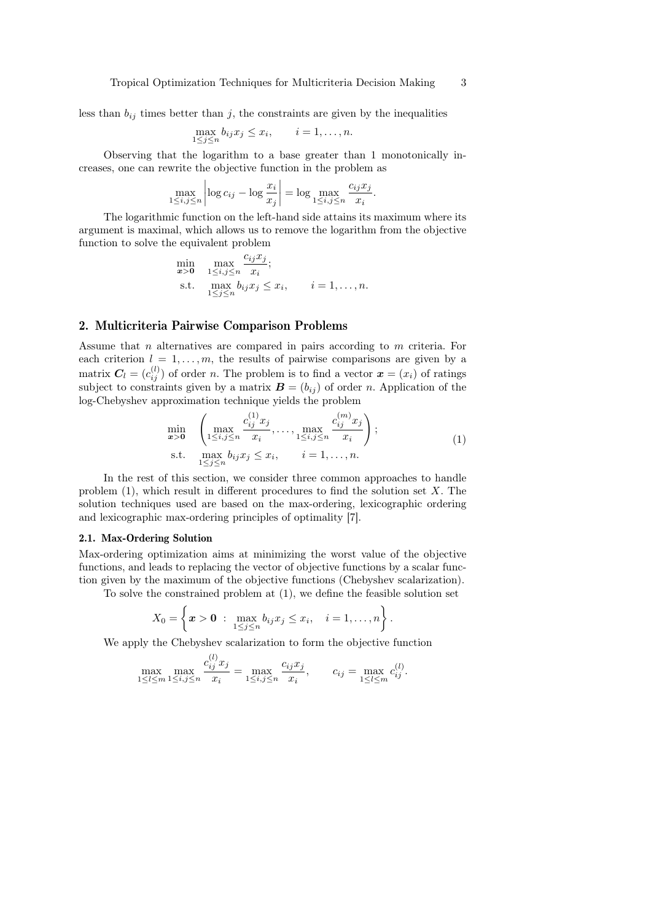less than $b_{ij}$ times better than $j$, the constraints are given by the inequalities

$$\max_{1 \leq j \leq n} b_{ij} x_j \leq x_i, \qquad i = 1, \ldots, n.$$

Observing that the logarithm to a base greater than 1 monotonically increases, one can rewrite the objective function in the problem as

$$\max_{1 \leq i,j \leq n} \left| \log c_{ij} - \log \frac{x_i}{x_j} \right| = \log \max_{1 \leq i,j \leq n} \frac{c_{ij} x_j}{x_i}.$$

The logarithmic function on the left-hand side attains its maximum where its argument is maximal, which allows us to remove the logarithm from the objective function to solve the equivalent problem

$$\begin{aligned} \min_{\boldsymbol{x} > \boldsymbol{0}} \quad & \max_{1 \leq i,j \leq n} \frac{c_{ij} x_j}{x_i}; \\ \text{s.t.} \quad & \max_{1 \leq j \leq n} b_{ij} x_j \leq x_i, \qquad i = 1, \ldots, n. \end{aligned}$$

## 2. Multicriteria Pairwise Comparison Problems

Assume that $n$ alternatives are compared in pairs according to $m$ criteria. For each criterion $l = 1, \ldots, m$, the results of pairwise comparisons are given by a matrix $\boldsymbol{C}_l = (c_{ij}^{(l)})$ of order $n$. The problem is to find a vector $\boldsymbol{x} = (x_i)$ of ratings subject to constraints given by a matrix $\boldsymbol{B} = (b_{ij})$ of order $n$. Application of the log-Chebyshev approximation technique yields the problem

$$\begin{aligned} \min_{\boldsymbol{x} > \boldsymbol{0}} \quad & \left( \max_{1 \leq i,j \leq n} \frac{c_{ij}^{(1)} x_j}{x_i}, \ldots, \max_{1 \leq i,j \leq n} \frac{c_{ij}^{(m)} x_j}{x_i} \right); \\ \text{s.t.} \quad & \max_{1 \leq j \leq n} b_{ij} x_j \leq x_i, \qquad i = 1, \ldots, n. \end{aligned} \tag{1}$$

In the rest of this section, we consider three common approaches to handle problem (1), which result in different procedures to find the solution set $X$. The solution techniques used are based on the max-ordering, lexicographic ordering and lexicographic max-ordering principles of optimality [7].

### 2.1. Max-Ordering Solution

Max-ordering optimization aims at minimizing the worst value of the objective functions, and leads to replacing the vector of objective functions by a scalar function given by the maximum of the objective functions (Chebyshev scalarization).

To solve the constrained problem at (1), we define the feasible solution set

$$X_0 = \left\{ \boldsymbol{x} > \boldsymbol{0} \ : \ \max_{1 \leq j \leq n} b_{ij} x_j \leq x_i, \quad i = 1, \ldots, n \right\}.$$

We apply the Chebyshev scalarization to form the objective function

$$\max_{1 \leq l \leq m} \max_{1 \leq i,j \leq n} \frac{c_{ij}^{(l)} x_j}{x_i} = \max_{1 \leq i,j \leq n} \frac{c_{ij} x_j}{x_i}, \qquad c_{ij} = \max_{1 \leq l \leq m} c_{ij}^{(l)}.$$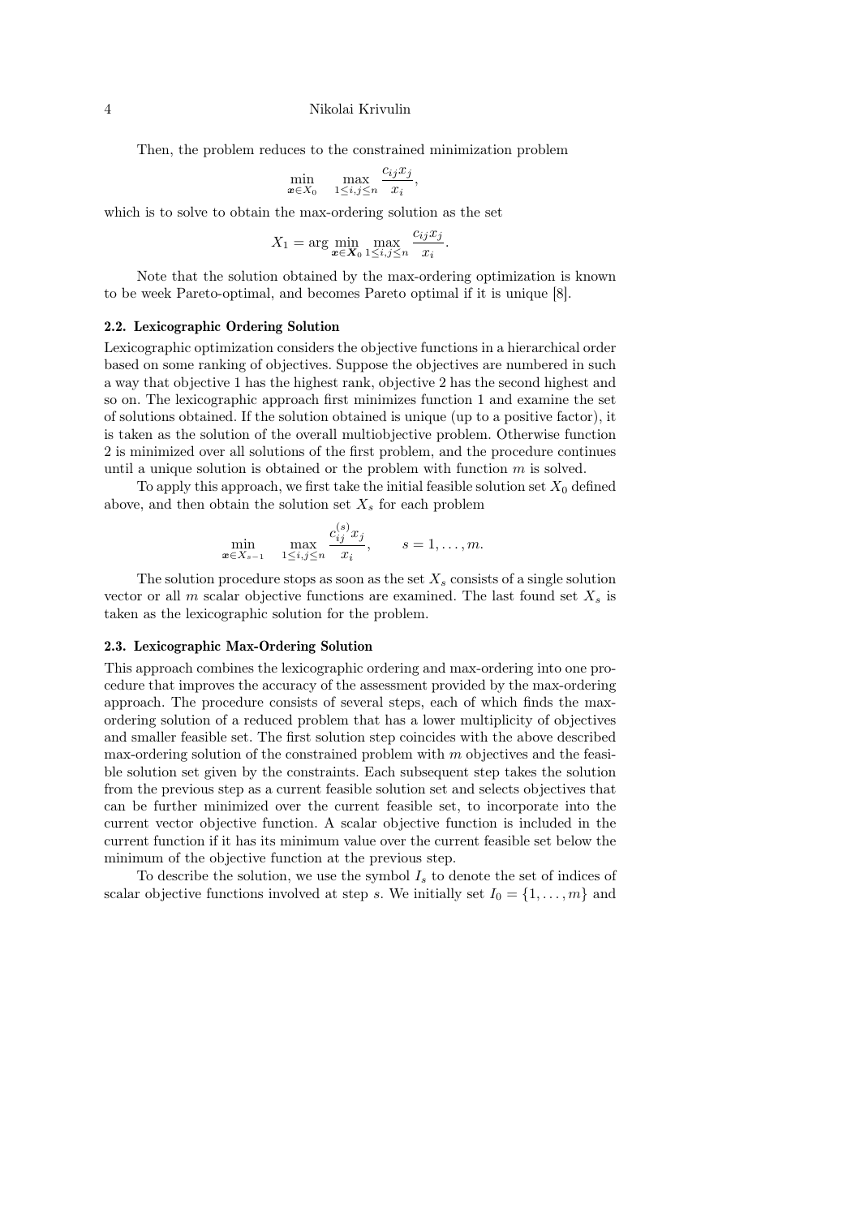Then, the problem reduces to the constrained minimization problem

$$\min_{\boldsymbol{x}\in X_0} \quad \max_{1\leq i,j\leq n} \frac{c_{ij}x_j}{x_i},$$

which is to solve to obtain the max-ordering solution as the set

$$X_1 = \arg\min_{\boldsymbol{x}\in \boldsymbol{X}_0} \max_{1\leq i,j\leq n} \frac{c_{ij}x_j}{x_i}.$$

Note that the solution obtained by the max-ordering optimization is known to be week Pareto-optimal, and becomes Pareto optimal if it is unique [8].

### 2.2. Lexicographic Ordering Solution

Lexicographic optimization considers the objective functions in a hierarchical order based on some ranking of objectives. Suppose the objectives are numbered in such a way that objective 1 has the highest rank, objective 2 has the second highest and so on. The lexicographic approach first minimizes function 1 and examine the set of solutions obtained. If the solution obtained is unique (up to a positive factor), it is taken as the solution of the overall multiobjective problem. Otherwise function 2 is minimized over all solutions of the first problem, and the procedure continues until a unique solution is obtained or the problem with function $m$ is solved.

To apply this approach, we first take the initial feasible solution set $X_0$ defined above, and then obtain the solution set $X_s$ for each problem

$$\min_{\boldsymbol{x}\in X_{s-1}} \quad \max_{1\leq i,j\leq n} \frac{c_{ij}^{(s)}x_j}{x_i}, \qquad s = 1,\ldots,m.$$

The solution procedure stops as soon as the set $X_s$ consists of a single solution vector or all $m$ scalar objective functions are examined. The last found set $X_s$ is taken as the lexicographic solution for the problem.

### 2.3. Lexicographic Max-Ordering Solution

This approach combines the lexicographic ordering and max-ordering into one procedure that improves the accuracy of the assessment provided by the max-ordering approach. The procedure consists of several steps, each of which finds the max-ordering solution of a reduced problem that has a lower multiplicity of objectives and smaller feasible set. The first solution step coincides with the above described max-ordering solution of the constrained problem with $m$ objectives and the feasible solution set given by the constraints. Each subsequent step takes the solution from the previous step as a current feasible solution set and selects objectives that can be further minimized over the current feasible set, to incorporate into the current vector objective function. A scalar objective function is included in the current function if it has its minimum value over the current feasible set below the minimum of the objective function at the previous step.

To describe the solution, we use the symbol $I_s$ to denote the set of indices of scalar objective functions involved at step $s$. We initially set $I_0 = \{1,\ldots,m\}$ and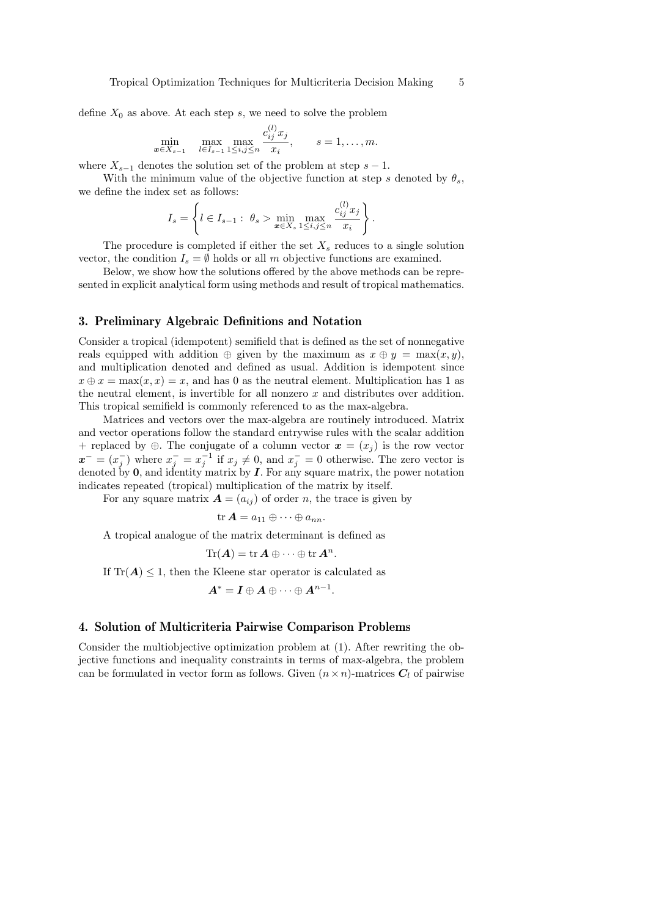define $X_0$ as above. At each step $s$, we need to solve the problem

$$\min_{\boldsymbol{x} \in X_{s-1}} \max_{l \in I_{s-1}} \max_{1 \leq i,j \leq n} \frac{c_{ij}^{(l)} x_j}{x_i}, \qquad s = 1, \ldots, m.$$

where $X_{s-1}$ denotes the solution set of the problem at step $s-1$.

With the minimum value of the objective function at step $s$ denoted by $\theta_s$, we define the index set as follows:

$$I_s = \left\{ l \in I_{s-1} : \ \theta_s > \min_{\boldsymbol{x} \in X_s} \max_{1 \leq i,j \leq n} \frac{c_{ij}^{(l)} x_j}{x_i} \right\}.$$

The procedure is completed if either the set $X_s$ reduces to a single solution vector, the condition $I_s = \emptyset$ holds or all $m$ objective functions are examined.

Below, we show how the solutions offered by the above methods can be represented in explicit analytical form using methods and result of tropical mathematics.

## 3. Preliminary Algebraic Definitions and Notation

Consider a tropical (idempotent) semifield that is defined as the set of nonnegative reals equipped with addition $\oplus$ given by the maximum as $x \oplus y = \max(x, y)$, and multiplication denoted and defined as usual. Addition is idempotent since $x \oplus x = \max(x, x) = x$, and has 0 as the neutral element. Multiplication has 1 as the neutral element, is invertible for all nonzero $x$ and distributes over addition. This tropical semifield is commonly referenced to as the max-algebra.

Matrices and vectors over the max-algebra are routinely introduced. Matrix and vector operations follow the standard entrywise rules with the scalar addition $+$ replaced by $\oplus$. The conjugate of a column vector $\boldsymbol{x} = (x_j)$ is the row vector $\boldsymbol{x}^- = (x_j^-)$ where $x_j^- = x_j^{-1}$ if $x_j \neq 0$, and $x_j^- = 0$ otherwise. The zero vector is denoted by $\boldsymbol{0}$, and identity matrix by $\boldsymbol{I}$. For any square matrix, the power notation indicates repeated (tropical) multiplication of the matrix by itself.

For any square matrix $\boldsymbol{A} = (a_{ij})$ of order $n$, the trace is given by

$$\operatorname{tr} \boldsymbol{A} = a_{11} \oplus \cdots \oplus a_{nn}.$$

A tropical analogue of the matrix determinant is defined as

$$\operatorname{Tr}(\boldsymbol{A}) = \operatorname{tr} \boldsymbol{A} \oplus \cdots \oplus \operatorname{tr} \boldsymbol{A}^n.$$

If $\operatorname{Tr}(\boldsymbol{A}) \leq 1$, then the Kleene star operator is calculated as

$$\boldsymbol{A}^* = \boldsymbol{I} \oplus \boldsymbol{A} \oplus \cdots \oplus \boldsymbol{A}^{n-1}.$$

## 4. Solution of Multicriteria Pairwise Comparison Problems

Consider the multiobjective optimization problem at (1). After rewriting the objective functions and inequality constraints in terms of max-algebra, the problem can be formulated in vector form as follows. Given $(n \times n)$-matrices $\boldsymbol{C}_l$ of pairwise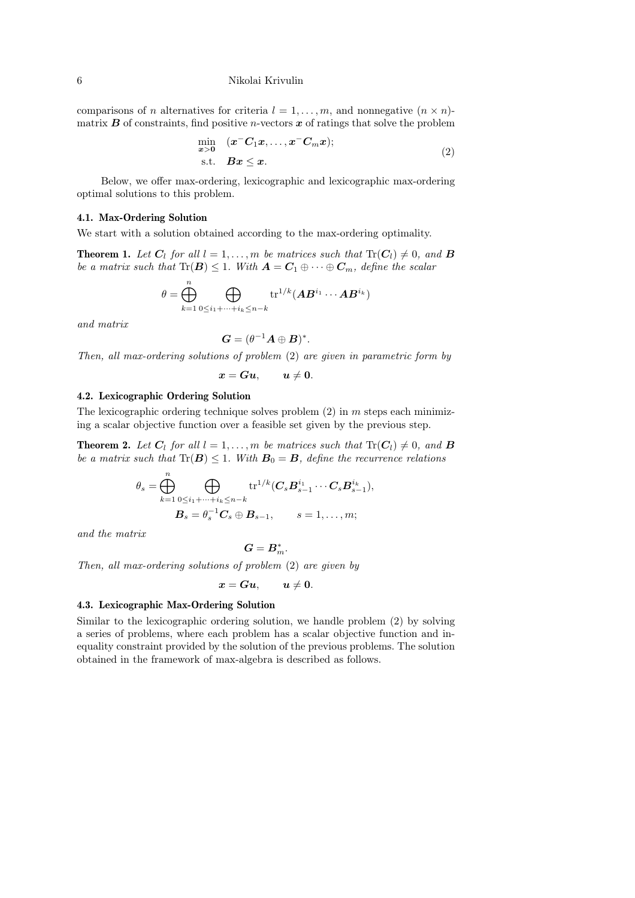comparisons of $n$ alternatives for criteria $l = 1, \ldots, m$, and nonnegative $(n \times n)$-matrix $\boldsymbol{B}$ of constraints, find positive $n$-vectors $\boldsymbol{x}$ of ratings that solve the problem

$$
\begin{aligned}
\min_{\boldsymbol{x} > \boldsymbol{0}} \quad & (\boldsymbol{x}^{-}\boldsymbol{C}_1\boldsymbol{x}, \ldots, \boldsymbol{x}^{-}\boldsymbol{C}_m\boldsymbol{x}); \\
\text{s.t.} \quad & \boldsymbol{B}\boldsymbol{x} \leq \boldsymbol{x}.
\end{aligned}
\tag{2}
$$

Below, we offer max-ordering, lexicographic and lexicographic max-ordering optimal solutions to this problem.

### 4.1. Max-Ordering Solution

We start with a solution obtained according to the max-ordering optimality.

**Theorem 1.** *Let $\boldsymbol{C}_l$ for all $l = 1, \ldots, m$ be matrices such that $\mathrm{Tr}(\boldsymbol{C}_l) \neq 0$, and $\boldsymbol{B}$ be a matrix such that $\mathrm{Tr}(\boldsymbol{B}) \leq 1$. With $\boldsymbol{A} = \boldsymbol{C}_1 \oplus \cdots \oplus \boldsymbol{C}_m$, define the scalar*

$$
\theta = \bigoplus_{k=1}^{n} \bigoplus_{0 \leq i_1 + \cdots + i_k \leq n-k} \mathrm{tr}^{1/k}(\boldsymbol{A}\boldsymbol{B}^{i_1} \cdots \boldsymbol{A}\boldsymbol{B}^{i_k})
$$

*and matrix*

$$
\boldsymbol{G} = (\theta^{-1}\boldsymbol{A} \oplus \boldsymbol{B})^{*}.
$$

*Then, all max-ordering solutions of problem (2) are given in parametric form by*

$$
\boldsymbol{x} = \boldsymbol{G}\boldsymbol{u}, \qquad \boldsymbol{u} \neq \boldsymbol{0}.
$$

### 4.2. Lexicographic Ordering Solution

The lexicographic ordering technique solves problem (2) in $m$ steps each minimizing a scalar objective function over a feasible set given by the previous step.

**Theorem 2.** *Let $\boldsymbol{C}_l$ for all $l = 1, \ldots, m$ be matrices such that $\mathrm{Tr}(\boldsymbol{C}_l) \neq 0$, and $\boldsymbol{B}$ be a matrix such that $\mathrm{Tr}(\boldsymbol{B}) \leq 1$. With $\boldsymbol{B}_0 = \boldsymbol{B}$, define the recurrence relations*

$$
\theta_s = \bigoplus_{k=1}^{n} \bigoplus_{0 \leq i_1 + \cdots + i_k \leq n-k} \mathrm{tr}^{1/k}(\boldsymbol{C}_s\boldsymbol{B}_{s-1}^{i_1} \cdots \boldsymbol{C}_s\boldsymbol{B}_{s-1}^{i_k}),
$$

$$
\boldsymbol{B}_s = \theta_s^{-1}\boldsymbol{C}_s \oplus \boldsymbol{B}_{s-1}, \qquad s = 1, \ldots, m;
$$

*and the matrix*

$$
\boldsymbol{G} = \boldsymbol{B}_m^{*}.
$$

*Then, all max-ordering solutions of problem (2) are given by*

$$
\boldsymbol{x} = \boldsymbol{G}\boldsymbol{u}, \qquad \boldsymbol{u} \neq \boldsymbol{0}.
$$

### 4.3. Lexicographic Max-Ordering Solution

Similar to the lexicographic ordering solution, we handle problem (2) by solving a series of problems, where each problem has a scalar objective function and inequality constraint provided by the solution of the previous problems. The solution obtained in the framework of max-algebra is described as follows.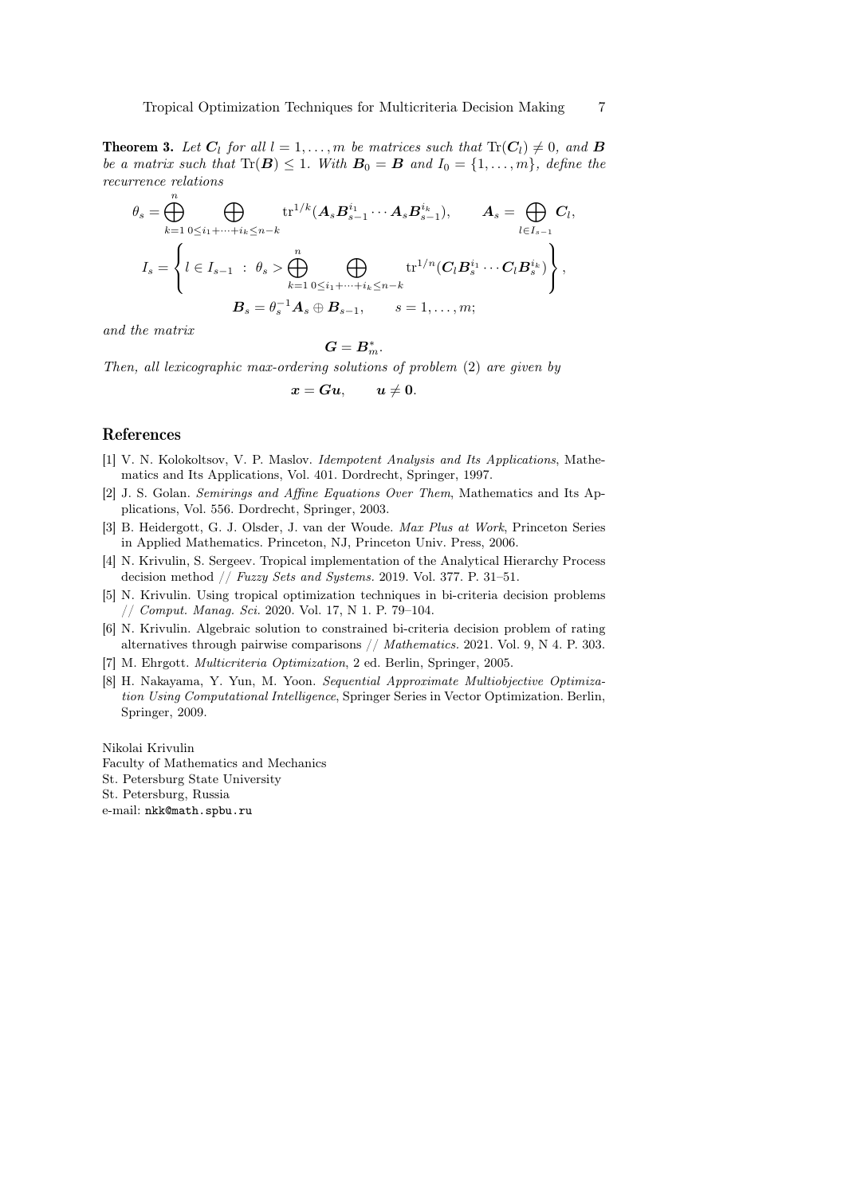**Theorem 3.** *Let $\boldsymbol{C}_l$ for all $l = 1, \ldots, m$ be matrices such that $\mathrm{Tr}(\boldsymbol{C}_l) \neq 0$, and $\boldsymbol{B}$ be a matrix such that $\mathrm{Tr}(\boldsymbol{B}) \leq 1$. With $\boldsymbol{B}_0 = \boldsymbol{B}$ and $I_0 = \{1, \ldots, m\}$, define the recurrence relations*

$$\theta_s = \bigoplus_{k=1}^{n} \bigoplus_{0 \leq i_1 + \cdots + i_k \leq n-k} \mathrm{tr}^{1/k}(\boldsymbol{A}_s \boldsymbol{B}_{s-1}^{i_1} \cdots \boldsymbol{A}_s \boldsymbol{B}_{s-1}^{i_k}), \qquad \boldsymbol{A}_s = \bigoplus_{l \in I_{s-1}} \boldsymbol{C}_l,$$

$$I_s = \left\{ l \in I_{s-1} \ : \ \theta_s > \bigoplus_{k=1}^{n} \bigoplus_{0 \leq i_1 + \cdots + i_k \leq n-k} \mathrm{tr}^{1/n}(\boldsymbol{C}_l \boldsymbol{B}_s^{i_1} \cdots \boldsymbol{C}_l \boldsymbol{B}_s^{i_k}) \right\},$$

$$\boldsymbol{B}_s = \theta_s^{-1} \boldsymbol{A}_s \oplus \boldsymbol{B}_{s-1}, \qquad s = 1, \ldots, m;$$

*and the matrix*

$$\boldsymbol{G} = \boldsymbol{B}_m^{*}.$$

*Then, all lexicographic max-ordering solutions of problem* (2) *are given by*

$$\boldsymbol{x} = \boldsymbol{G}\boldsymbol{u}, \qquad \boldsymbol{u} \neq \boldsymbol{0}.$$

## References

[1] V. N. Kolokoltsov, V. P. Maslov. *Idempotent Analysis and Its Applications*, Mathematics and Its Applications, Vol. 401. Dordrecht, Springer, 1997.

[2] J. S. Golan. *Semirings and Affine Equations Over Them*, Mathematics and Its Applications, Vol. 556. Dordrecht, Springer, 2003.

[3] B. Heidergott, G. J. Olsder, J. van der Woude. *Max Plus at Work*, Princeton Series in Applied Mathematics. Princeton, NJ, Princeton Univ. Press, 2006.

[4] N. Krivulin, S. Sergeev. Tropical implementation of the Analytical Hierarchy Process decision method // *Fuzzy Sets and Systems*. 2019. Vol. 377. P. 31–51.

[5] N. Krivulin. Using tropical optimization techniques in bi-criteria decision problems // *Comput. Manag. Sci.* 2020. Vol. 17, N 1. P. 79–104.

[6] N. Krivulin. Algebraic solution to constrained bi-criteria decision problem of rating alternatives through pairwise comparisons // *Mathematics*. 2021. Vol. 9, N 4. P. 303.

[7] M. Ehrgott. *Multicriteria Optimization*, 2 ed. Berlin, Springer, 2005.

[8] H. Nakayama, Y. Yun, M. Yoon. *Sequential Approximate Multiobjective Optimization Using Computational Intelligence*, Springer Series in Vector Optimization. Berlin, Springer, 2009.

Nikolai Krivulin
Faculty of Mathematics and Mechanics
St. Petersburg State University
St. Petersburg, Russia
e-mail: nkk@math.spbu.ru